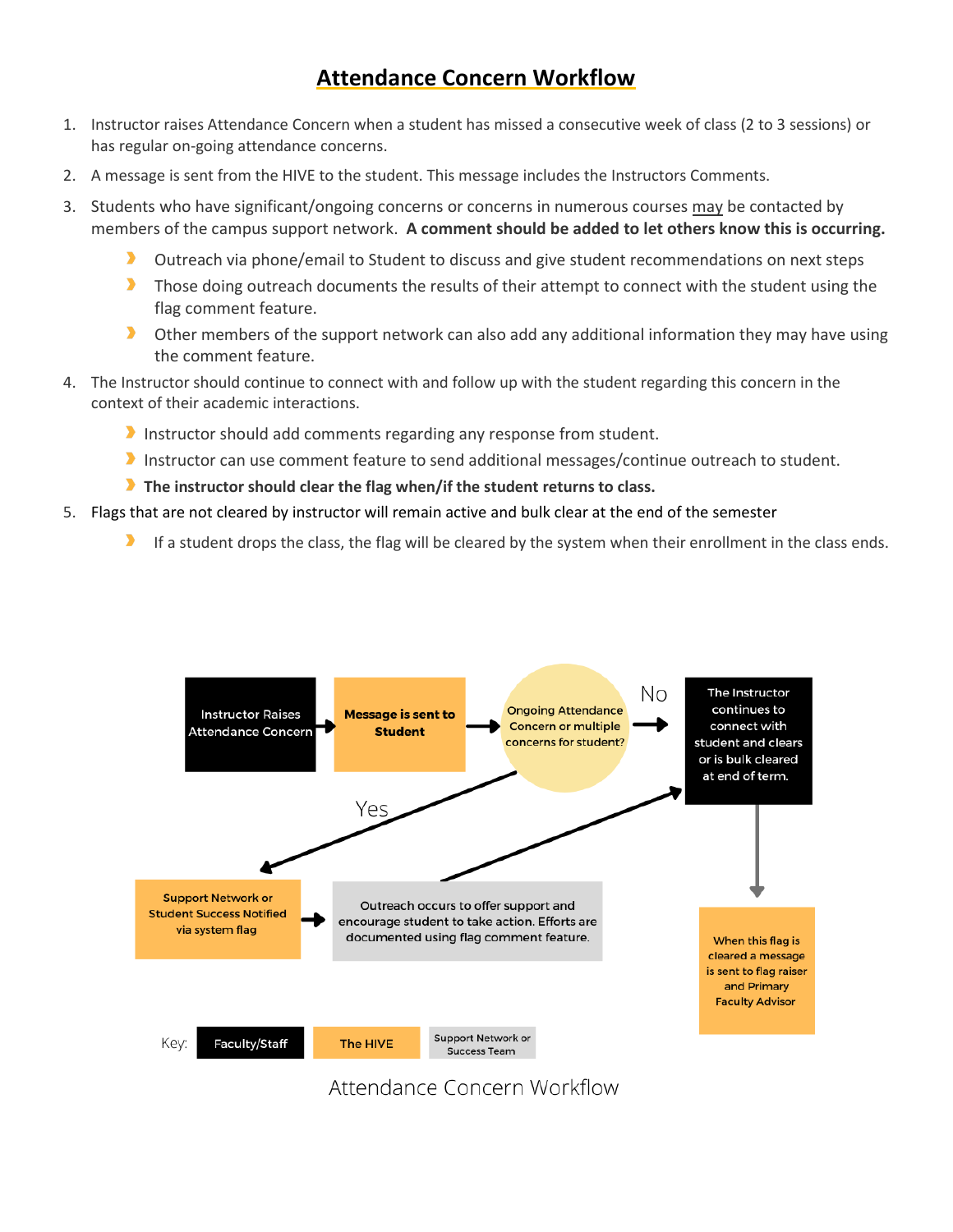# Attendance Concern Workflow

1. Instructor raises Attendance Concern when a student has missed a consecutive week of class (2 to 3 sessions) or has regular on-going attendance concerns.
2. A message is sent from the HIVE to the student. This message includes the Instructors Comments.
3. Students who have significant/ongoing concerns or concerns in numerous courses may be contacted by members of the campus support network. **A comment should be added to let others know this is occurring.**
   - Outreach via phone/email to Student to discuss and give student recommendations on next steps
   - Those doing outreach documents the results of their attempt to connect with the student using the flag comment feature.
   - Other members of the support network can also add any additional information they may have using the comment feature.
4. The Instructor should continue to connect with and follow up with the student regarding this concern in the context of their academic interactions.
   - Instructor should add comments regarding any response from student.
   - Instructor can use comment feature to send additional messages/continue outreach to student.
   - **The instructor should clear the flag when/if the student returns to class.**
5. Flags that are not cleared by instructor will remain active and bulk clear at the end of the semester
   - If a student drops the class, the flag will be cleared by the system when their enrollment in the class ends.

Instructor Raises Attendance Concern → **Message is sent to Student** → Ongoing Attendance Concern or multiple concerns for student?

No → The Instructor continues to connect with student and clears or is bulk cleared at end of term. → When this flag is cleared a message is sent to flag raiser and Primary Faculty Advisor

Yes → Support Network or Student Success Notified via system flag → Outreach occurs to offer support and encourage student to take action. Efforts are documented using flag comment feature. → The Instructor continues to connect with student and clears or is bulk cleared at end of term.

Key: Faculty/Staff | The HIVE | Support Network or Success Team

Attendance Concern Workflow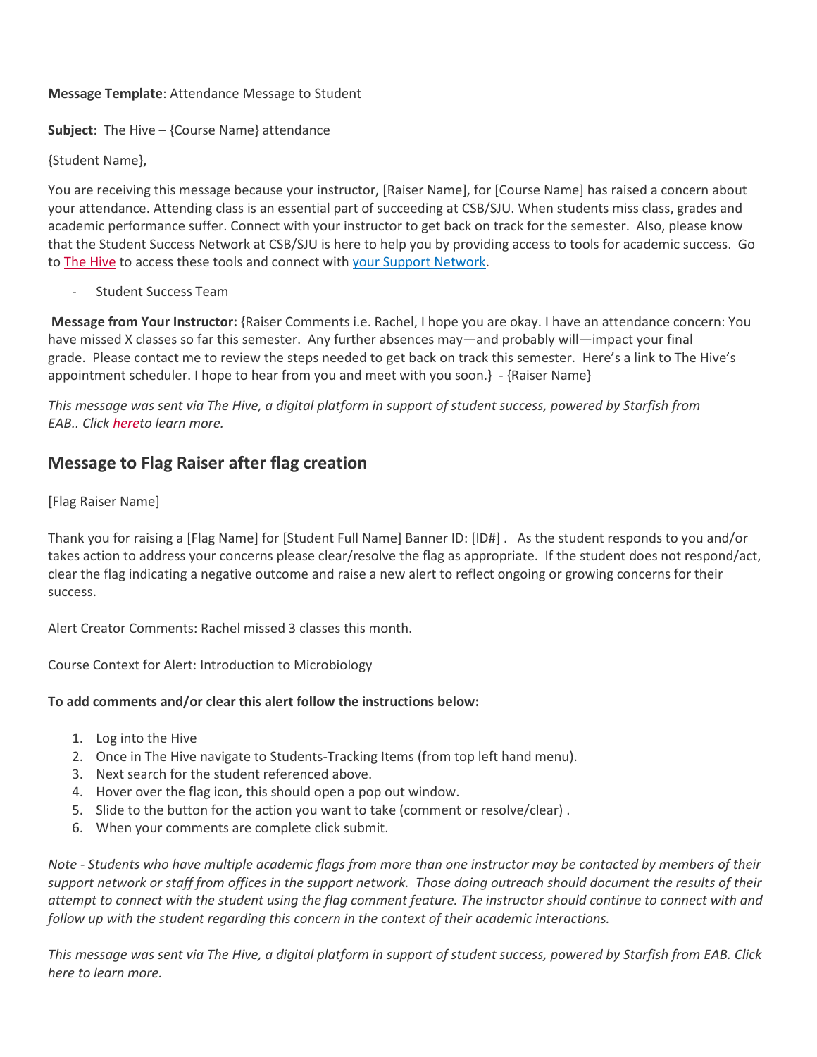**Message Template**: Attendance Message to Student

**Subject**: The Hive – {Course Name} attendance

{Student Name},

You are receiving this message because your instructor, [Raiser Name], for [Course Name] has raised a concern about your attendance. Attending class is an essential part of succeeding at CSB/SJU. When students miss class, grades and academic performance suffer. Connect with your instructor to get back on track for the semester. Also, please know that the Student Success Network at CSB/SJU is here to help you by providing access to tools for academic success. Go to The Hive to access these tools and connect with your Support Network.

- Student Success Team

**Message from Your Instructor:** {Raiser Comments i.e. Rachel, I hope you are okay. I have an attendance concern: You have missed X classes so far this semester. Any further absences may—and probably will—impact your final grade. Please contact me to review the steps needed to get back on track this semester. Here's a link to The Hive's appointment scheduler. I hope to hear from you and meet with you soon.} - {Raiser Name}

*This message was sent via The Hive, a digital platform in support of student success, powered by Starfish from EAB.. Click hereto learn more.*

## Message to Flag Raiser after flag creation

[Flag Raiser Name]

Thank you for raising a [Flag Name] for [Student Full Name] Banner ID: [ID#] . As the student responds to you and/or takes action to address your concerns please clear/resolve the flag as appropriate. If the student does not respond/act, clear the flag indicating a negative outcome and raise a new alert to reflect ongoing or growing concerns for their success.

Alert Creator Comments: Rachel missed 3 classes this month.

Course Context for Alert: Introduction to Microbiology

**To add comments and/or clear this alert follow the instructions below:**

1. Log into the Hive
2. Once in The Hive navigate to Students-Tracking Items (from top left hand menu).
3. Next search for the student referenced above.
4. Hover over the flag icon, this should open a pop out window.
5. Slide to the button for the action you want to take (comment or resolve/clear) .
6. When your comments are complete click submit.

*Note - Students who have multiple academic flags from more than one instructor may be contacted by members of their support network or staff from offices in the support network. Those doing outreach should document the results of their attempt to connect with the student using the flag comment feature. The instructor should continue to connect with and follow up with the student regarding this concern in the context of their academic interactions.*

*This message was sent via The Hive, a digital platform in support of student success, powered by Starfish from EAB. Click here to learn more.*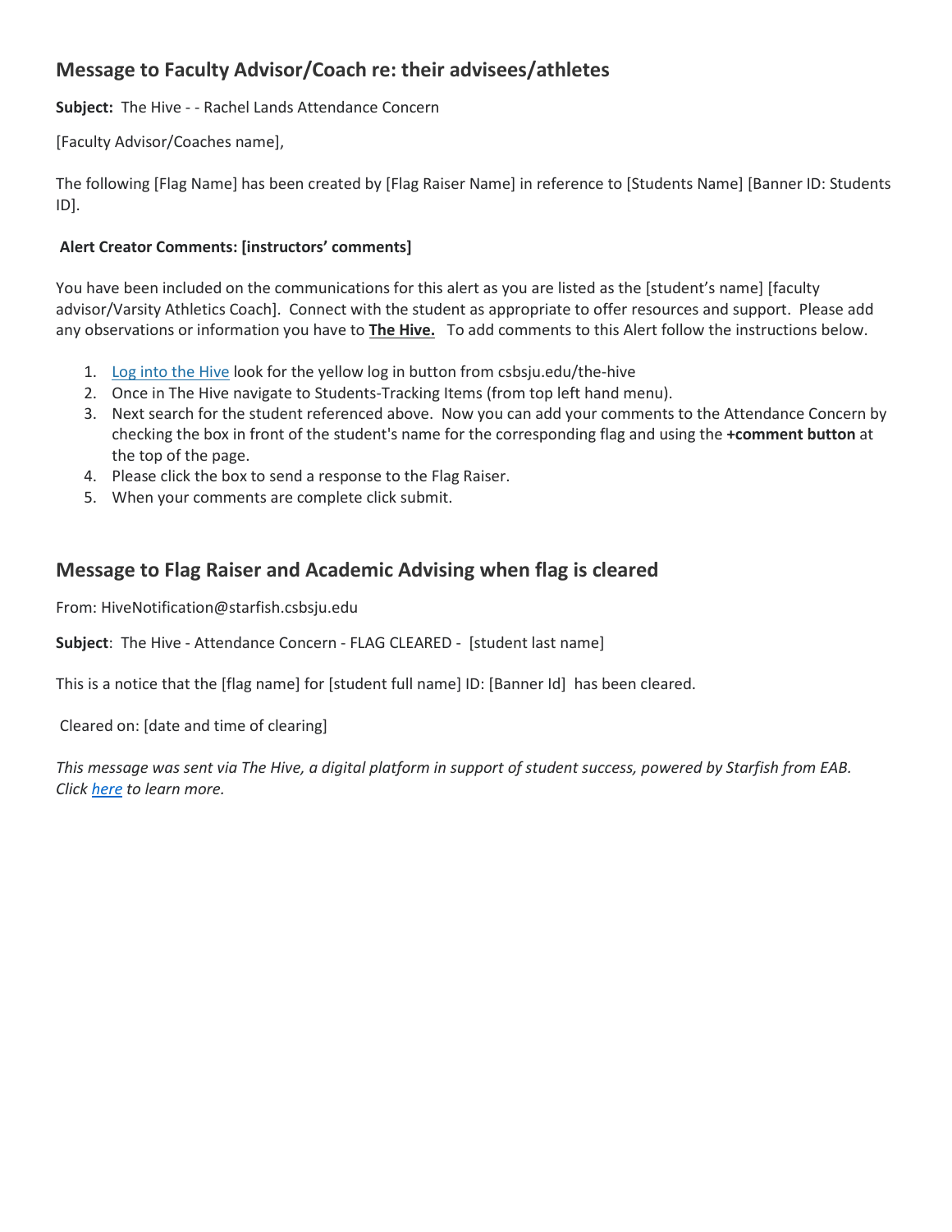## Message to Faculty Advisor/Coach re: their advisees/athletes

**Subject:** The Hive - - Rachel Lands Attendance Concern

[Faculty Advisor/Coaches name],

The following [Flag Name] has been created by [Flag Raiser Name] in reference to [Students Name] [Banner ID: Students ID].

**Alert Creator Comments: [instructors' comments]**

You have been included on the communications for this alert as you are listed as the [student's name] [faculty advisor/Varsity Athletics Coach]. Connect with the student as appropriate to offer resources and support. Please add any observations or information you have to **The Hive.** To add comments to this Alert follow the instructions below.

1. Log into the Hive look for the yellow log in button from csbsju.edu/the-hive
2. Once in The Hive navigate to Students-Tracking Items (from top left hand menu).
3. Next search for the student referenced above. Now you can add your comments to the Attendance Concern by checking the box in front of the student's name for the corresponding flag and using the **+comment button** at the top of the page.
4. Please click the box to send a response to the Flag Raiser.
5. When your comments are complete click submit.

## Message to Flag Raiser and Academic Advising when flag is cleared

From: HiveNotification@starfish.csbsju.edu

**Subject**: The Hive - Attendance Concern - FLAG CLEARED - [student last name]

This is a notice that the [flag name] for [student full name] ID: [Banner Id] has been cleared.

Cleared on: [date and time of clearing]

*This message was sent via The Hive, a digital platform in support of student success, powered by Starfish from EAB. Click here to learn more.*